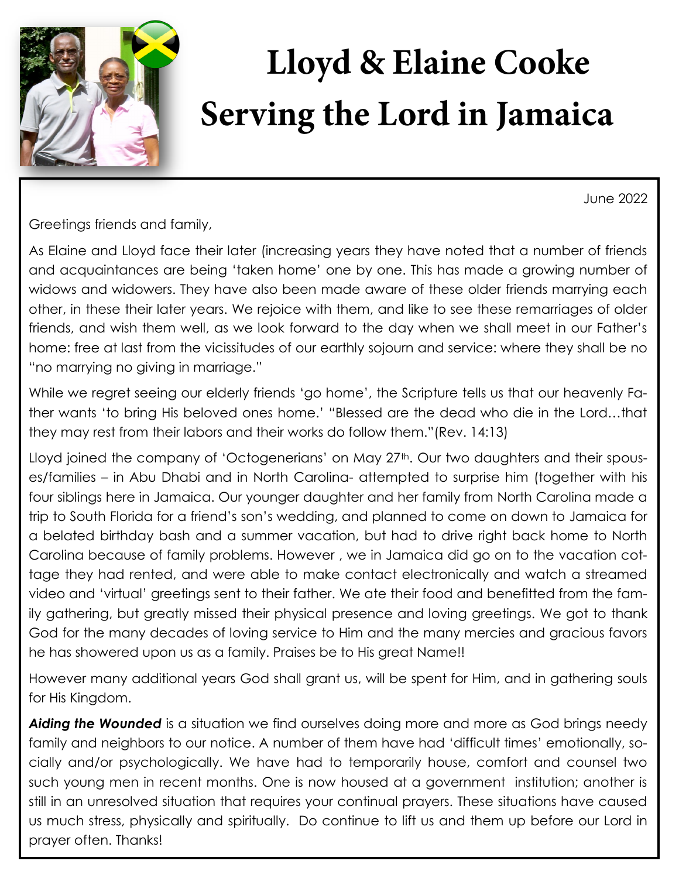# Lloyd & Elaine Cooke
# Serving the Lord in Jamaica

June 2022

Greetings friends and family,

As Elaine and Lloyd face their later (increasing years they have noted that a number of friends and acquaintances are being 'taken home' one by one. This has made a growing number of widows and widowers. They have also been made aware of these older friends marrying each other, in these their later years. We rejoice with them, and like to see these remarriages of older friends, and wish them well, as we look forward to the day when we shall meet in our Father's home: free at last from the vicissitudes of our earthly sojourn and service: where they shall be no "no marrying no giving in marriage."

While we regret seeing our elderly friends 'go home', the Scripture tells us that our heavenly Father wants 'to bring His beloved ones home.' "Blessed are the dead who die in the Lord…that they may rest from their labors and their works do follow them."(Rev. 14:13)

Lloyd joined the company of 'Octogenerians' on May 27th. Our two daughters and their spouses/families – in Abu Dhabi and in North Carolina- attempted to surprise him (together with his four siblings here in Jamaica. Our younger daughter and her family from North Carolina made a trip to South Florida for a friend's son's wedding, and planned to come on down to Jamaica for a belated birthday bash and a summer vacation, but had to drive right back home to North Carolina because of family problems. However , we in Jamaica did go on to the vacation cottage they had rented, and were able to make contact electronically and watch a streamed video and 'virtual' greetings sent to their father. We ate their food and benefitted from the family gathering, but greatly missed their physical presence and loving greetings. We got to thank God for the many decades of loving service to Him and the many mercies and gracious favors he has showered upon us as a family. Praises be to His great Name!!

However many additional years God shall grant us, will be spent for Him, and in gathering souls for His Kingdom.

***Aiding the Wounded*** is a situation we find ourselves doing more and more as God brings needy family and neighbors to our notice. A number of them have had 'difficult times' emotionally, socially and/or psychologically. We have had to temporarily house, comfort and counsel two such young men in recent months. One is now housed at a government institution; another is still in an unresolved situation that requires your continual prayers. These situations have caused us much stress, physically and spiritually. Do continue to lift us and them up before our Lord in prayer often. Thanks!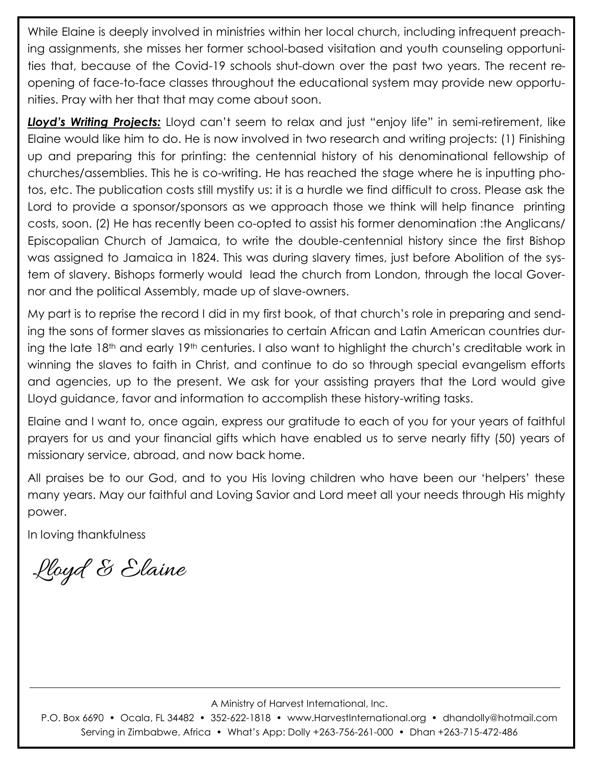While Elaine is deeply involved in ministries within her local church, including infrequent preaching assignments, she misses her former school-based visitation and youth counseling opportunities that, because of the Covid-19 schools shut-down over the past two years. The recent re-opening of face-to-face classes throughout the educational system may provide new opportunities. Pray with her that that may come about soon.

***Lloyd's Writing Projects:*** Lloyd can't seem to relax and just "enjoy life" in semi-retirement, like Elaine would like him to do. He is now involved in two research and writing projects: (1) Finishing up and preparing this for printing: the centennial history of his denominational fellowship of churches/assemblies. This he is co-writing. He has reached the stage where he is inputting photos, etc. The publication costs still mystify us: it is a hurdle we find difficult to cross. Please ask the Lord to provide a sponsor/sponsors as we approach those we think will help finance printing costs, soon. (2) He has recently been co-opted to assist his former denomination :the Anglicans/ Episcopalian Church of Jamaica, to write the double-centennial history since the first Bishop was assigned to Jamaica in 1824. This was during slavery times, just before Abolition of the system of slavery. Bishops formerly would lead the church from London, through the local Governor and the political Assembly, made up of slave-owners.

My part is to reprise the record I did in my first book, of that church's role in preparing and sending the sons of former slaves as missionaries to certain African and Latin American countries during the late 18th and early 19th centuries. I also want to highlight the church's creditable work in winning the slaves to faith in Christ, and continue to do so through special evangelism efforts and agencies, up to the present. We ask for your assisting prayers that the Lord would give Lloyd guidance, favor and information to accomplish these history-writing tasks.

Elaine and I want to, once again, express our gratitude to each of you for your years of faithful prayers for us and your financial gifts which have enabled us to serve nearly fifty (50) years of missionary service, abroad, and now back home.

All praises be to our God, and to you His loving children who have been our 'helpers' these many years. May our faithful and Loving Savior and Lord meet all your needs through His mighty power.

In loving thankfulness

*Lloyd & Elaine*

A Ministry of Harvest International, Inc.

P.O. Box 6690 • Ocala, FL 34482 • 352-622-1818 • www.HarvestInternational.org • dhandolly@hotmail.com
Serving in Zimbabwe, Africa • What's App: Dolly +263-756-261-000 • Dhan +263-715-472-486